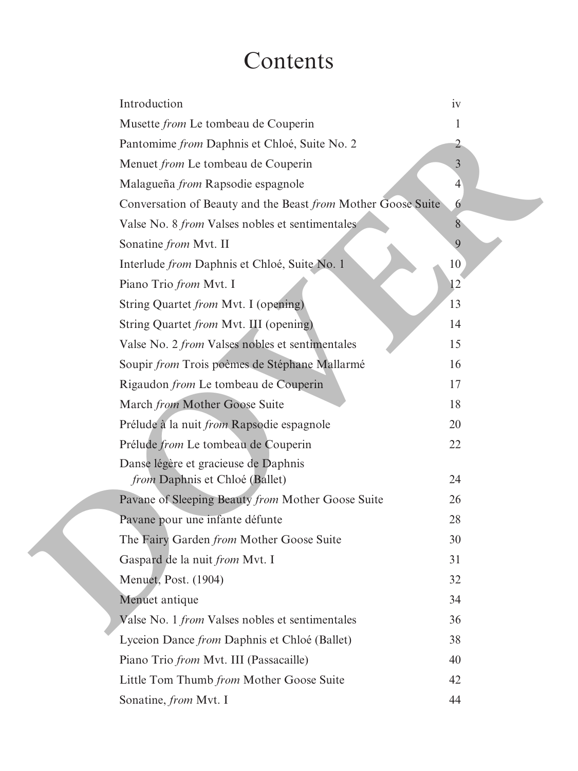# Contents

| | |
|---|---|
| Introduction | iv |
| Musette *from* Le tombeau de Couperin | 1 |
| Pantomime *from* Daphnis et Chloé, Suite No. 2 | 2 |
| Menuet *from* Le tombeau de Couperin | 3 |
| Malagueña *from* Rapsodie espagnole | 4 |
| Conversation of Beauty and the Beast *from* Mother Goose Suite | 6 |
| Valse No. 8 *from* Valses nobles et sentimentales | 8 |
| Sonatine *from* Mvt. II | 9 |
| Interlude *from* Daphnis et Chloé, Suite No. 1 | 10 |
| Piano Trio *from* Mvt. I | 12 |
| String Quartet *from* Mvt. I (opening) | 13 |
| String Quartet *from* Mvt. III (opening) | 14 |
| Valse No. 2 *from* Valses nobles et sentimentales | 15 |
| Soupir *from* Trois poèmes de Stéphane Mallarmé | 16 |
| Rigaudon *from* Le tombeau de Couperin | 17 |
| March *from* Mother Goose Suite | 18 |
| Prélude à la nuit *from* Rapsodie espagnole | 20 |
| Prélude *from* Le tombeau de Couperin | 22 |
| Danse légère et gracieuse de Daphnis *from* Daphnis et Chloé (Ballet) | 24 |
| Pavane of Sleeping Beauty *from* Mother Goose Suite | 26 |
| Pavane pour une infante défunte | 28 |
| The Fairy Garden *from* Mother Goose Suite | 30 |
| Gaspard de la nuit *from* Mvt. I | 31 |
| Menuet, Post. (1904) | 32 |
| Menuet antique | 34 |
| Valse No. 1 *from* Valses nobles et sentimentales | 36 |
| Lyceion Dance *from* Daphnis et Chloé (Ballet) | 38 |
| Piano Trio *from* Mvt. III (Passacaille) | 40 |
| Little Tom Thumb *from* Mother Goose Suite | 42 |
| Sonatine, *from* Mvt. I | 44 |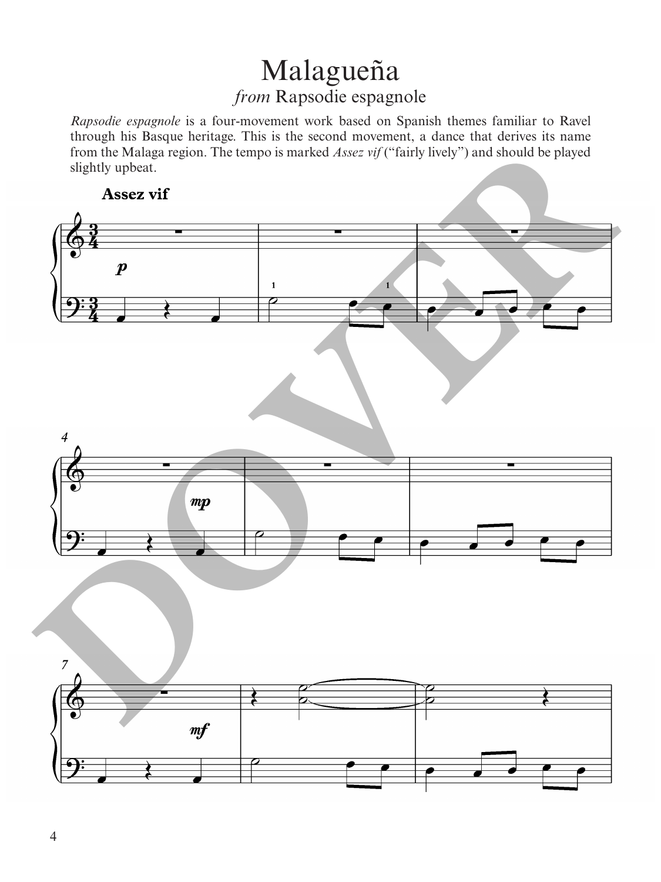# Malagueña

## *from* Rapsodie espagnole

*Rapsodie espagnole* is a four-movement work based on Spanish themes familiar to Ravel through his Basque heritage. This is the second movement, a dance that derives its name from the Malaga region. The tempo is marked *Assez vif* ("fairly lively") and should be played slightly upbeat.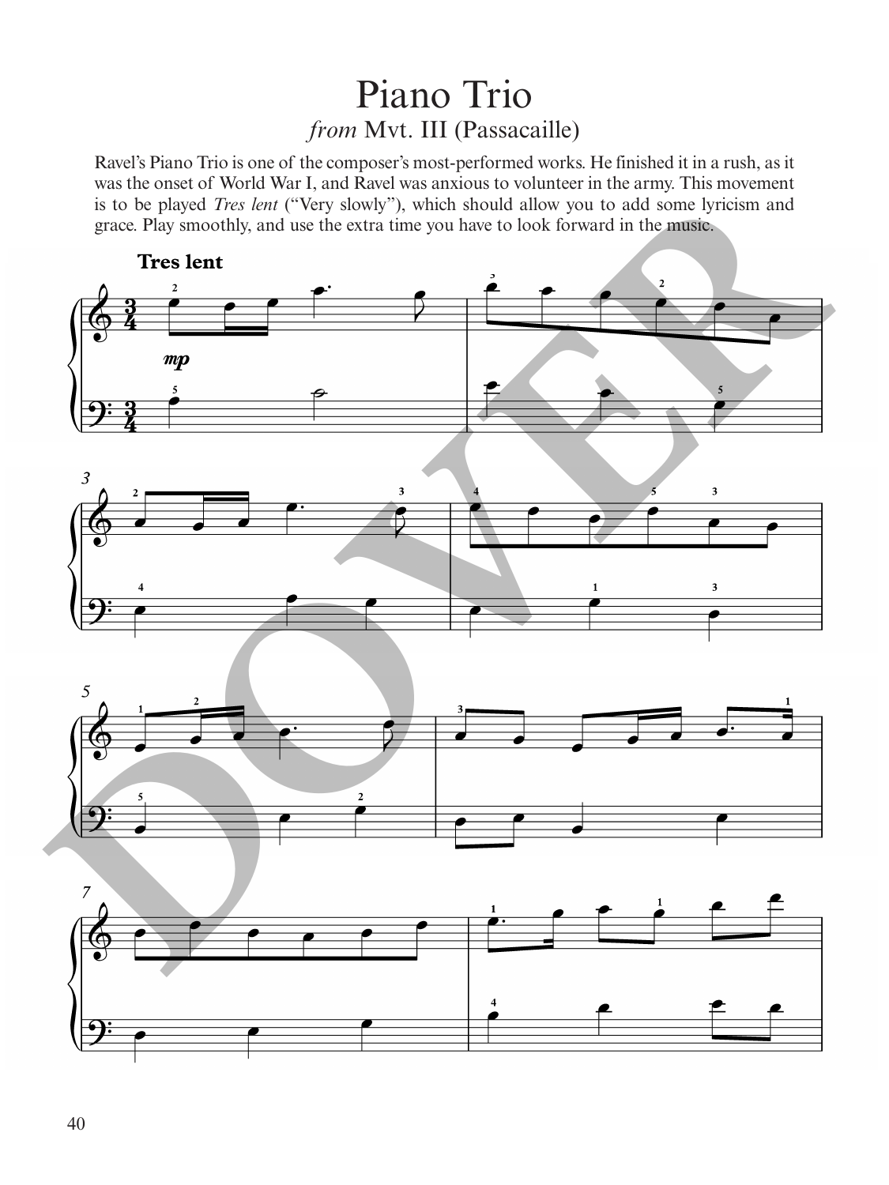# Piano Trio

## *from* Mvt. III (Passacaille)

Ravel's Piano Trio is one of the composer's most-performed works. He finished it in a rush, as it was the onset of World War I, and Ravel was anxious to volunteer in the army. This movement is to be played *Tres lent* ("Very slowly"), which should allow you to add some lyricism and grace. Play smoothly, and use the extra time you have to look forward in the music.